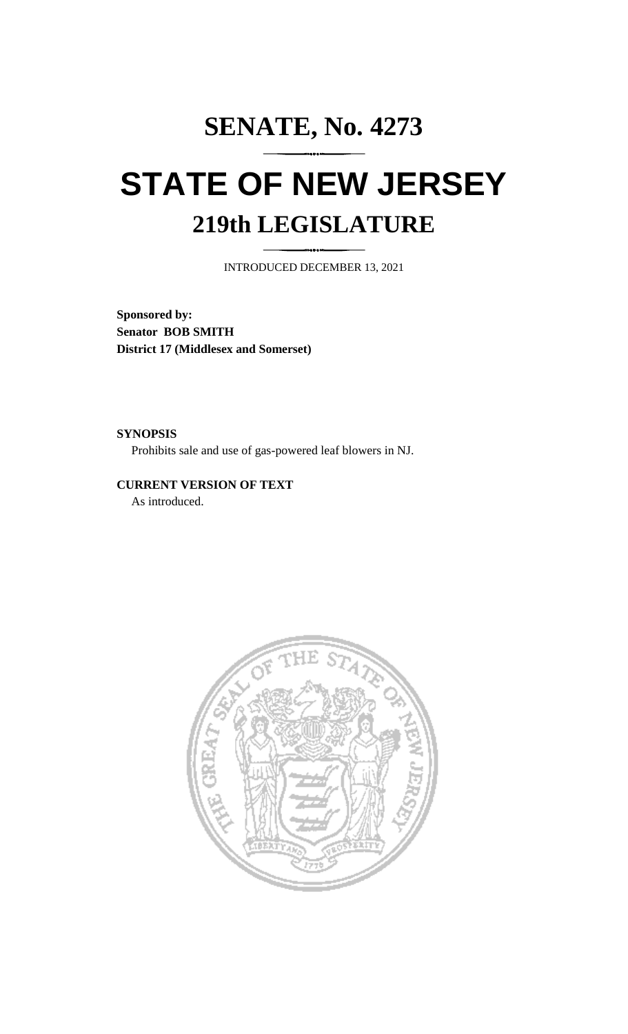# SENATE, No. 4273

# STATE OF NEW JERSEY

## 219th LEGISLATURE

INTRODUCED DECEMBER 13, 2021

**Sponsored by:**
**Senator BOB SMITH**
**District 17 (Middlesex and Somerset)**

**SYNOPSIS**

Prohibits sale and use of gas-powered leaf blowers in NJ.

**CURRENT VERSION OF TEXT**

As introduced.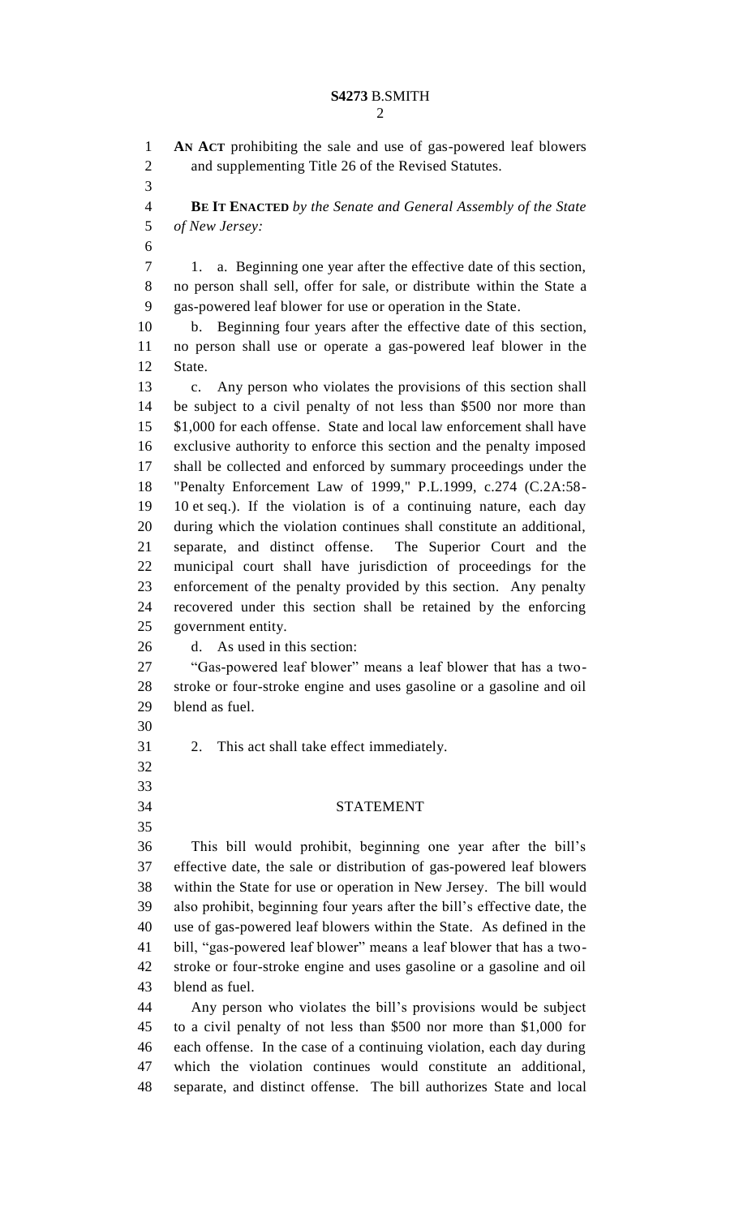**AN ACT** prohibiting the sale and use of gas-powered leaf blowers and supplementing Title 26 of the Revised Statutes.

**BE IT ENACTED** *by the Senate and General Assembly of the State of New Jersey:*

1. a. Beginning one year after the effective date of this section, no person shall sell, offer for sale, or distribute within the State a gas-powered leaf blower for use or operation in the State.

b. Beginning four years after the effective date of this section, no person shall use or operate a gas-powered leaf blower in the State.

c. Any person who violates the provisions of this section shall be subject to a civil penalty of not less than $500 nor more than $1,000 for each offense. State and local law enforcement shall have exclusive authority to enforce this section and the penalty imposed shall be collected and enforced by summary proceedings under the "Penalty Enforcement Law of 1999," P.L.1999, c.274 (C.2A:58-10 et seq.). If the violation is of a continuing nature, each day during which the violation continues shall constitute an additional, separate, and distinct offense. The Superior Court and the municipal court shall have jurisdiction of proceedings for the enforcement of the penalty provided by this section. Any penalty recovered under this section shall be retained by the enforcing government entity.

d. As used in this section:

"Gas-powered leaf blower" means a leaf blower that has a two-stroke or four-stroke engine and uses gasoline or a gasoline and oil blend as fuel.

2. This act shall take effect immediately.

## STATEMENT

This bill would prohibit, beginning one year after the bill's effective date, the sale or distribution of gas-powered leaf blowers within the State for use or operation in New Jersey. The bill would also prohibit, beginning four years after the bill's effective date, the use of gas-powered leaf blowers within the State. As defined in the bill, "gas-powered leaf blower" means a leaf blower that has a two-stroke or four-stroke engine and uses gasoline or a gasoline and oil blend as fuel.

Any person who violates the bill's provisions would be subject to a civil penalty of not less than $500 nor more than $1,000 for each offense. In the case of a continuing violation, each day during which the violation continues would constitute an additional, separate, and distinct offense. The bill authorizes State and local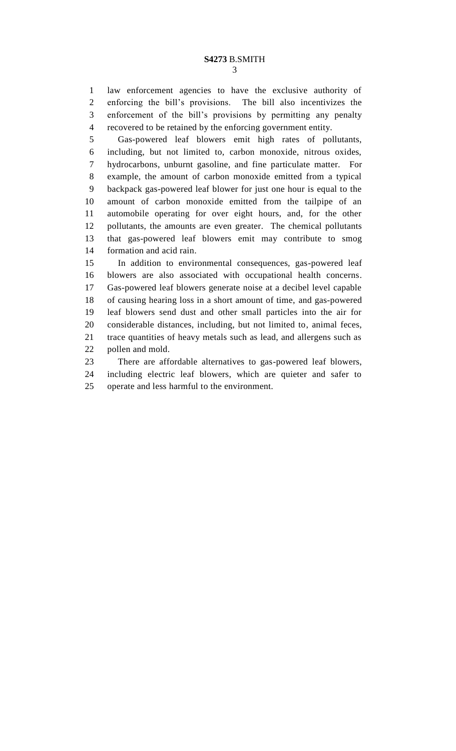law enforcement agencies to have the exclusive authority of enforcing the bill's provisions. The bill also incentivizes the enforcement of the bill's provisions by permitting any penalty recovered to be retained by the enforcing government entity.

Gas-powered leaf blowers emit high rates of pollutants, including, but not limited to, carbon monoxide, nitrous oxides, hydrocarbons, unburnt gasoline, and fine particulate matter. For example, the amount of carbon monoxide emitted from a typical backpack gas-powered leaf blower for just one hour is equal to the amount of carbon monoxide emitted from the tailpipe of an automobile operating for over eight hours, and, for the other pollutants, the amounts are even greater. The chemical pollutants that gas-powered leaf blowers emit may contribute to smog formation and acid rain.

In addition to environmental consequences, gas-powered leaf blowers are also associated with occupational health concerns. Gas-powered leaf blowers generate noise at a decibel level capable of causing hearing loss in a short amount of time, and gas-powered leaf blowers send dust and other small particles into the air for considerable distances, including, but not limited to, animal feces, trace quantities of heavy metals such as lead, and allergens such as pollen and mold.

There are affordable alternatives to gas-powered leaf blowers, including electric leaf blowers, which are quieter and safer to operate and less harmful to the environment.